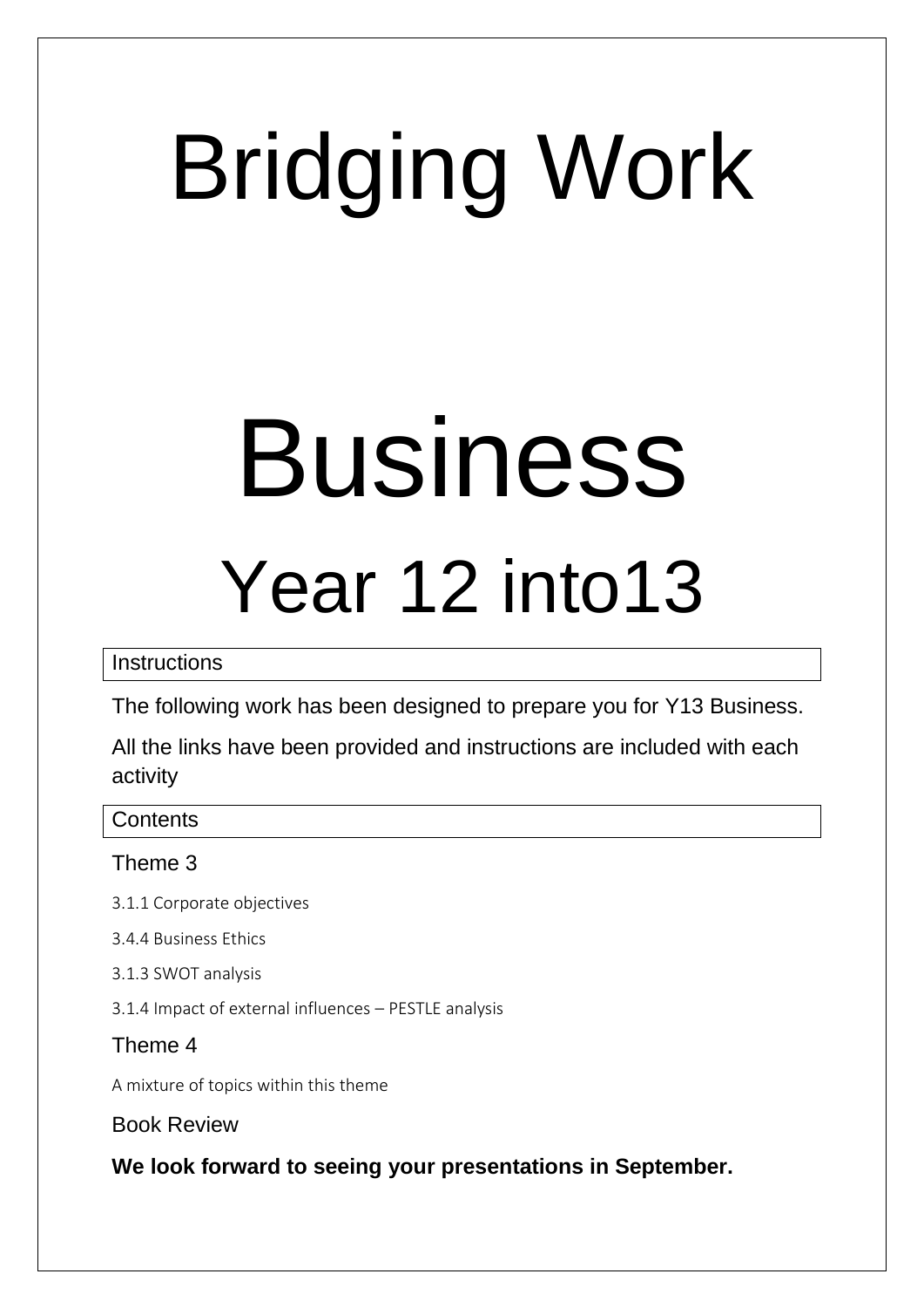# Bridging Work

# Business

## Year 12 into13

**Instructions**

The following work has been designed to prepare you for Y13 Business.

All the links have been provided and instructions are included with each activity

**Contents**

### Theme 3

3.1.1 Corporate objectives

3.4.4 Business Ethics

3.1.3 SWOT analysis

3.1.4 Impact of external influences – PESTLE analysis

### Theme 4

A mixture of topics within this theme

### Book Review

**We look forward to seeing your presentations in September.**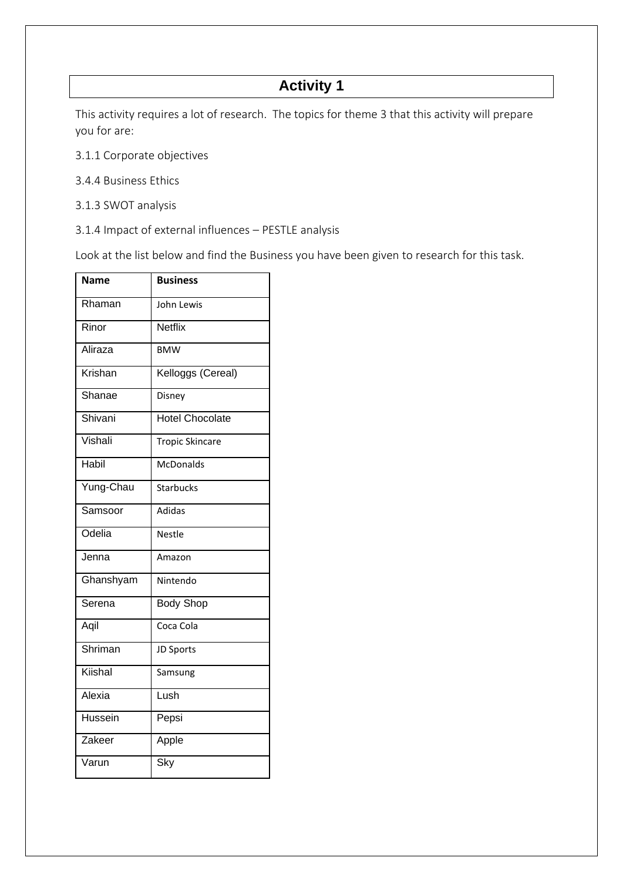# Activity 1

This activity requires a lot of research. The topics for theme 3 that this activity will prepare you for are:

3.1.1 Corporate objectives

3.4.4 Business Ethics

3.1.3 SWOT analysis

3.1.4 Impact of external influences – PESTLE analysis

Look at the list below and find the Business you have been given to research for this task.

| Name | Business |
| --- | --- |
| Rhaman | John Lewis |
| Rinor | Netflix |
| Aliraza | BMW |
| Krishan | Kelloggs (Cereal) |
| Shanae | Disney |
| Shivani | Hotel Chocolate |
| Vishali | Tropic Skincare |
| Habil | McDonalds |
| Yung-Chau | Starbucks |
| Samsoor | Adidas |
| Odelia | Nestle |
| Jenna | Amazon |
| Ghanshyam | Nintendo |
| Serena | Body Shop |
| Aqil | Coca Cola |
| Shriman | JD Sports |
| Kiishal | Samsung |
| Alexia | Lush |
| Hussein | Pepsi |
| Zakeer | Apple |
| Varun | Sky |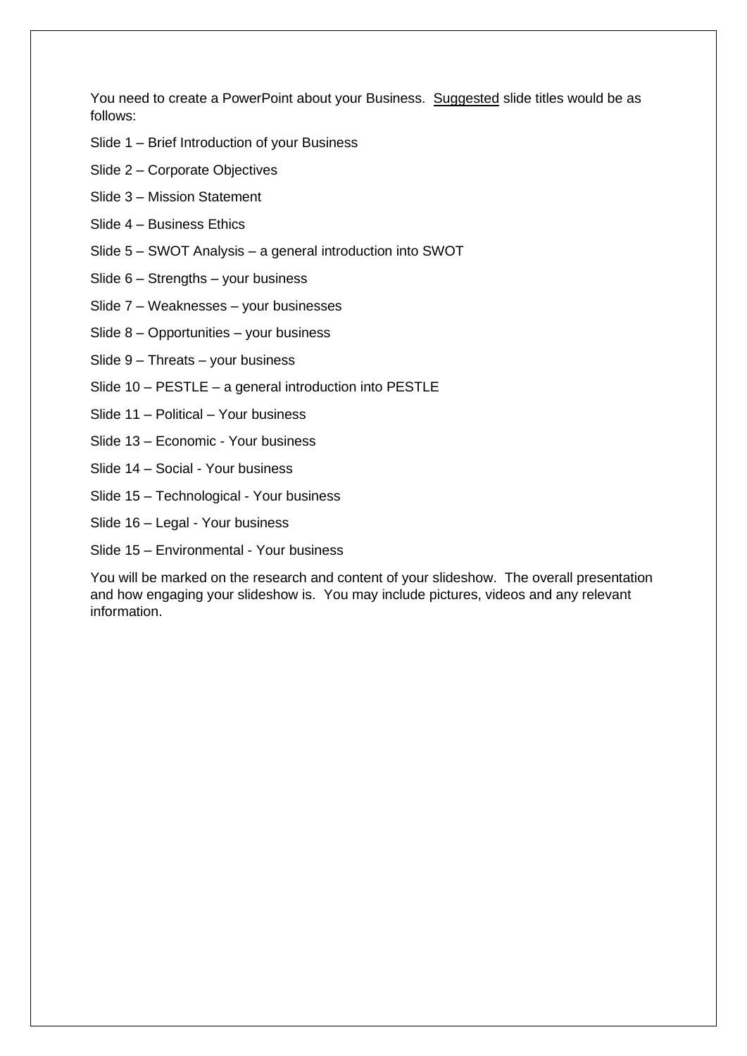You need to create a PowerPoint about your Business. <u>Suggested</u> slide titles would be as follows:

Slide 1 – Brief Introduction of your Business

Slide 2 – Corporate Objectives

Slide 3 – Mission Statement

Slide 4 – Business Ethics

Slide 5 – SWOT Analysis – a general introduction into SWOT

Slide 6 – Strengths – your business

Slide 7 – Weaknesses – your businesses

Slide 8 – Opportunities – your business

Slide 9 – Threats – your business

Slide 10 – PESTLE – a general introduction into PESTLE

Slide 11 – Political – Your business

Slide 13 – Economic - Your business

Slide 14 – Social - Your business

Slide 15 – Technological - Your business

Slide 16 – Legal - Your business

Slide 15 – Environmental - Your business

You will be marked on the research and content of your slideshow. The overall presentation and how engaging your slideshow is. You may include pictures, videos and any relevant information.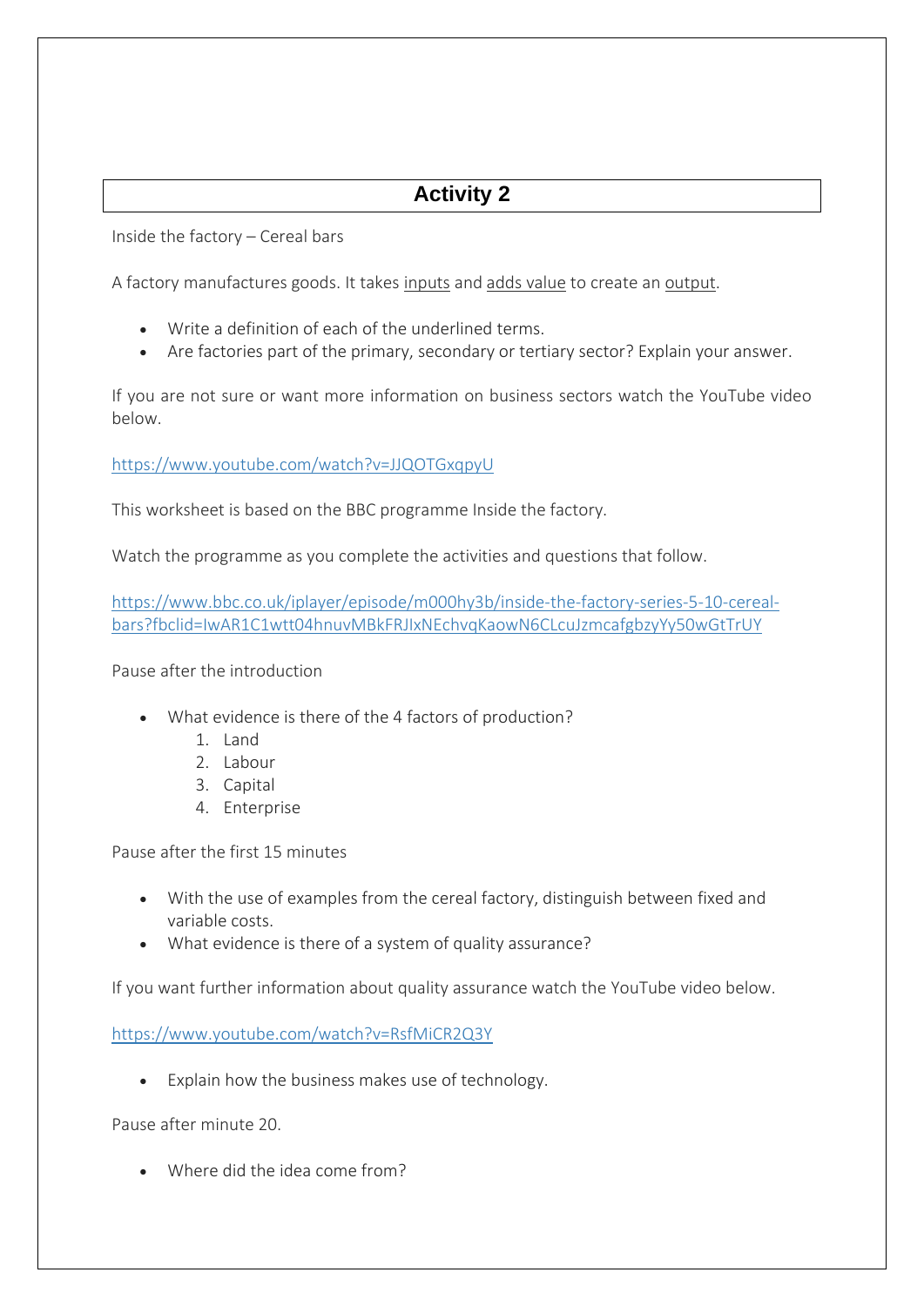## Activity 2

Inside the factory – Cereal bars

A factory manufactures goods. It takes <u>inputs</u> and <u>adds value</u> to create an <u>output</u>.

- Write a definition of each of the underlined terms.
- Are factories part of the primary, secondary or tertiary sector? Explain your answer.

If you are not sure or want more information on business sectors watch the YouTube video below.

https://www.youtube.com/watch?v=JJQOTGxqpyU

This worksheet is based on the BBC programme Inside the factory.

Watch the programme as you complete the activities and questions that follow.

https://www.bbc.co.uk/iplayer/episode/m000hy3b/inside-the-factory-series-5-10-cereal-bars?fbclid=IwAR1C1wtt04hnuvMBkFRJIxNEchvqKaowN6CLcuJzmcafgbzyYy50wGtTrUY

Pause after the introduction

- What evidence is there of the 4 factors of production?
  1. Land
  2. Labour
  3. Capital
  4. Enterprise

Pause after the first 15 minutes

- With the use of examples from the cereal factory, distinguish between fixed and variable costs.
- What evidence is there of a system of quality assurance?

If you want further information about quality assurance watch the YouTube video below.

https://www.youtube.com/watch?v=RsfMiCR2Q3Y

- Explain how the business makes use of technology.

Pause after minute 20.

- Where did the idea come from?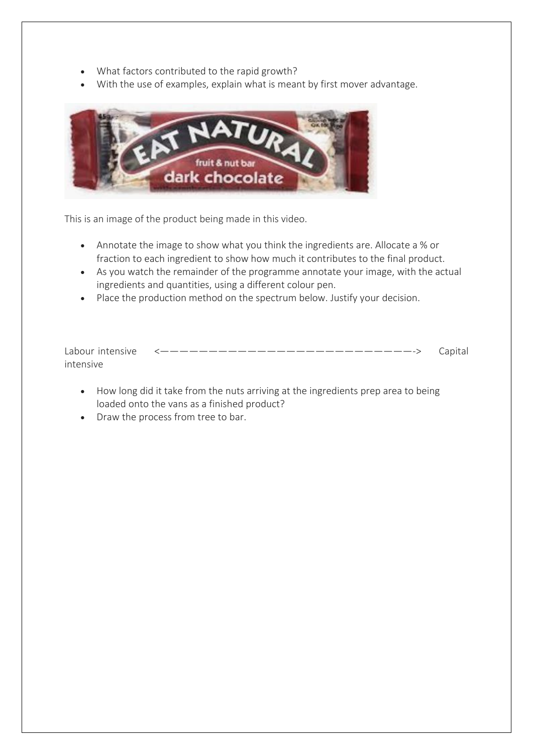- What factors contributed to the rapid growth?
- With the use of examples, explain what is meant by first mover advantage.

This is an image of the product being made in this video.

- Annotate the image to show what you think the ingredients are. Allocate a % or fraction to each ingredient to show how much it contributes to the final product.
- As you watch the remainder of the programme annotate your image, with the actual ingredients and quantities, using a different colour pen.
- Place the production method on the spectrum below. Justify your decision.

Labour intensive <——————————————————————————> Capital intensive

- How long did it take from the nuts arriving at the ingredients prep area to being loaded onto the vans as a finished product?
- Draw the process from tree to bar.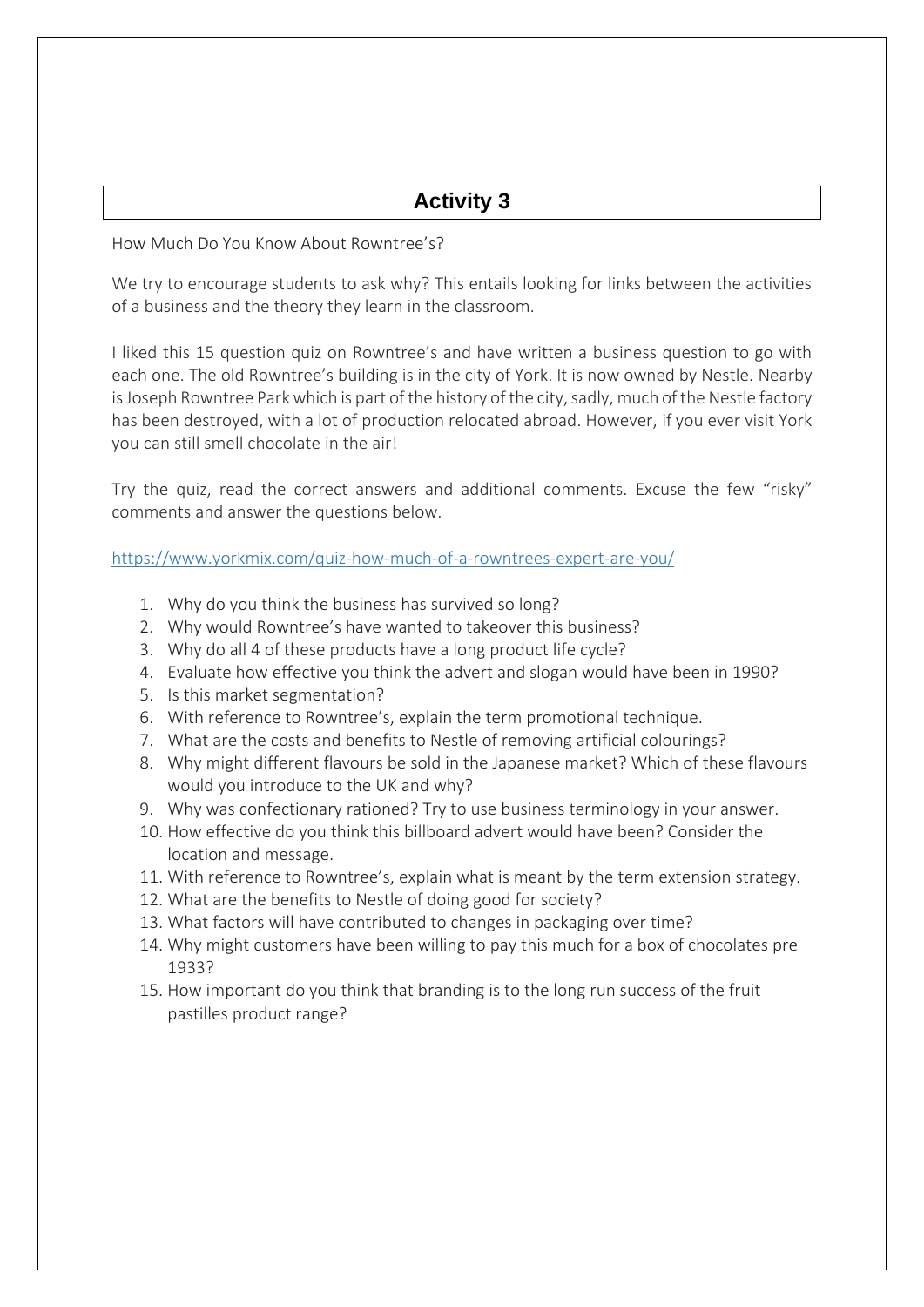# Activity 3

How Much Do You Know About Rowntree's?

We try to encourage students to ask why? This entails looking for links between the activities of a business and the theory they learn in the classroom.

I liked this 15 question quiz on Rowntree's and have written a business question to go with each one. The old Rowntree's building is in the city of York. It is now owned by Nestle. Nearby is Joseph Rowntree Park which is part of the history of the city, sadly, much of the Nestle factory has been destroyed, with a lot of production relocated abroad. However, if you ever visit York you can still smell chocolate in the air!

Try the quiz, read the correct answers and additional comments. Excuse the few "risky" comments and answer the questions below.

https://www.yorkmix.com/quiz-how-much-of-a-rowntrees-expert-are-you/

1. Why do you think the business has survived so long?
2. Why would Rowntree's have wanted to takeover this business?
3. Why do all 4 of these products have a long product life cycle?
4. Evaluate how effective you think the advert and slogan would have been in 1990?
5. Is this market segmentation?
6. With reference to Rowntree's, explain the term promotional technique.
7. What are the costs and benefits to Nestle of removing artificial colourings?
8. Why might different flavours be sold in the Japanese market? Which of these flavours would you introduce to the UK and why?
9. Why was confectionary rationed? Try to use business terminology in your answer.
10. How effective do you think this billboard advert would have been? Consider the location and message.
11. With reference to Rowntree's, explain what is meant by the term extension strategy.
12. What are the benefits to Nestle of doing good for society?
13. What factors will have contributed to changes in packaging over time?
14. Why might customers have been willing to pay this much for a box of chocolates pre 1933?
15. How important do you think that branding is to the long run success of the fruit pastilles product range?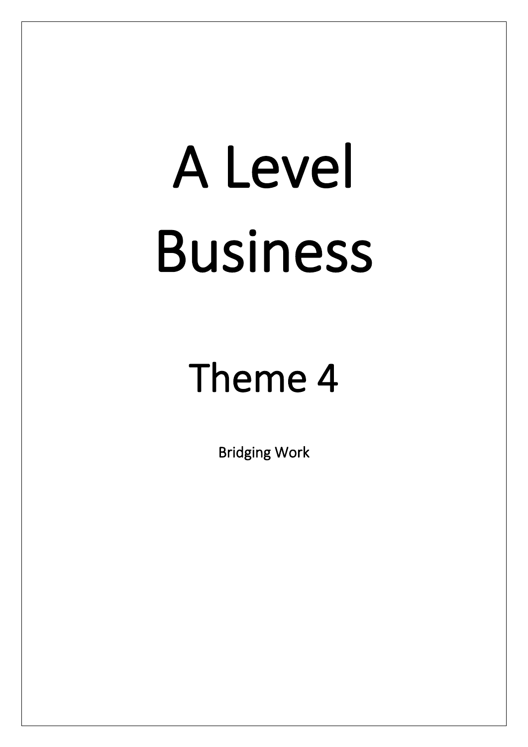# A Level Business

# Theme 4

Bridging Work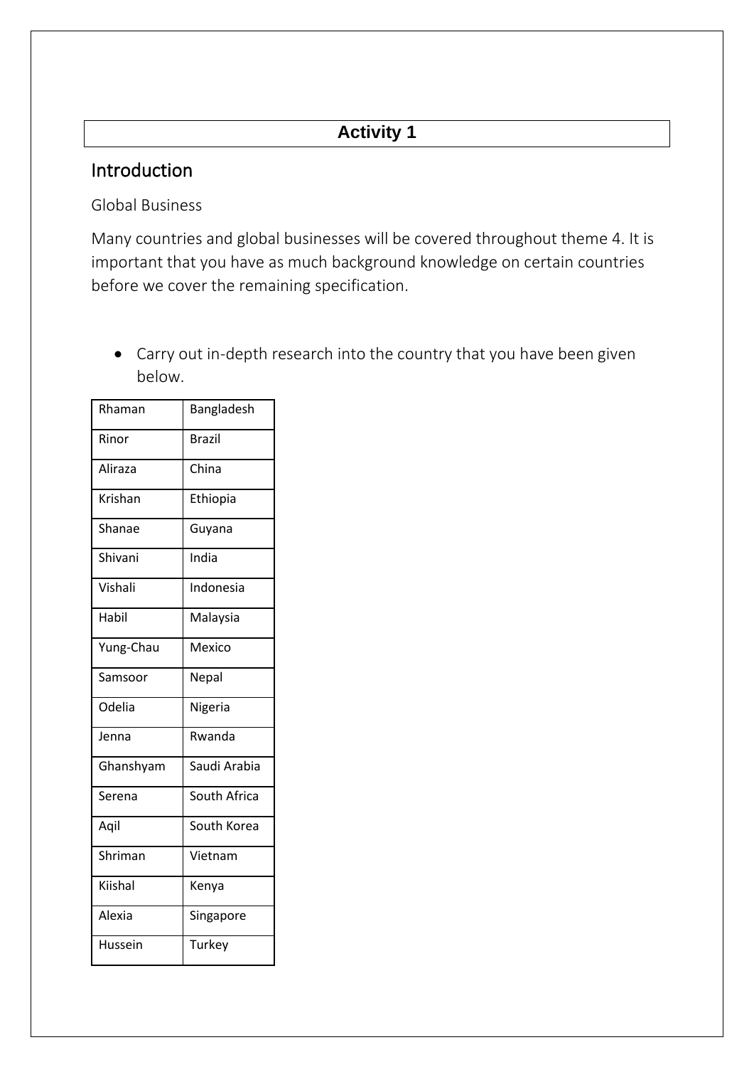# Activity 1

## Introduction

Global Business

Many countries and global businesses will be covered throughout theme 4. It is important that you have as much background knowledge on certain countries before we cover the remaining specification.

- Carry out in-depth research into the country that you have been given below.

| | |
|---|---|
| Rhaman | Bangladesh |
| Rinor | Brazil |
| Aliraza | China |
| Krishan | Ethiopia |
| Shanae | Guyana |
| Shivani | India |
| Vishali | Indonesia |
| Habil | Malaysia |
| Yung-Chau | Mexico |
| Samsoor | Nepal |
| Odelia | Nigeria |
| Jenna | Rwanda |
| Ghanshyam | Saudi Arabia |
| Serena | South Africa |
| Aqil | South Korea |
| Shriman | Vietnam |
| Kiishal | Kenya |
| Alexia | Singapore |
| Hussein | Turkey |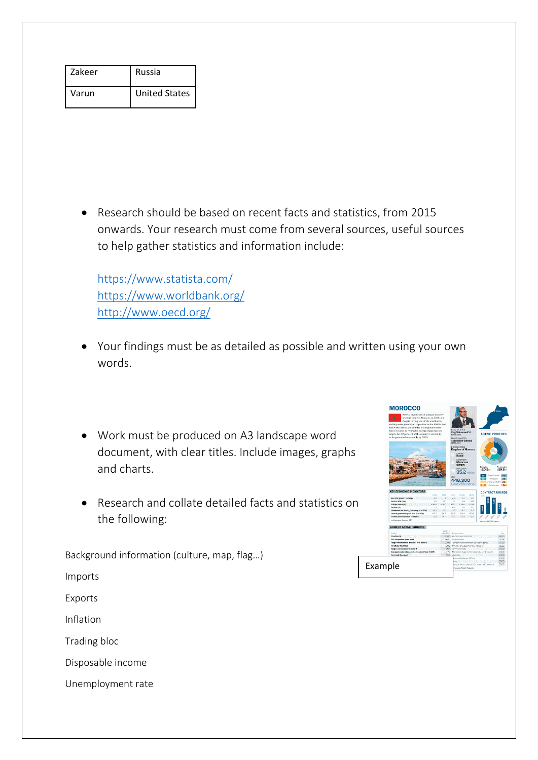| Zakeer | Russia |
|---|---|
| Varun | United States |

- Research should be based on recent facts and statistics, from 2015 onwards. Your research must come from several sources, useful sources to help gather statistics and information include:

  https://www.statista.com/
  https://www.worldbank.org/
  http://www.oecd.org/

- Your findings must be as detailed as possible and written using your own words.

- Work must be produced on A3 landscape word document, with clear titles. Include images, graphs and charts.

- Research and collate detailed facts and statistics on the following:

Background information (culture, map, flag…)

Imports

Exports

Inflation

Trading bloc

Disposable income

Unemployment rate

Example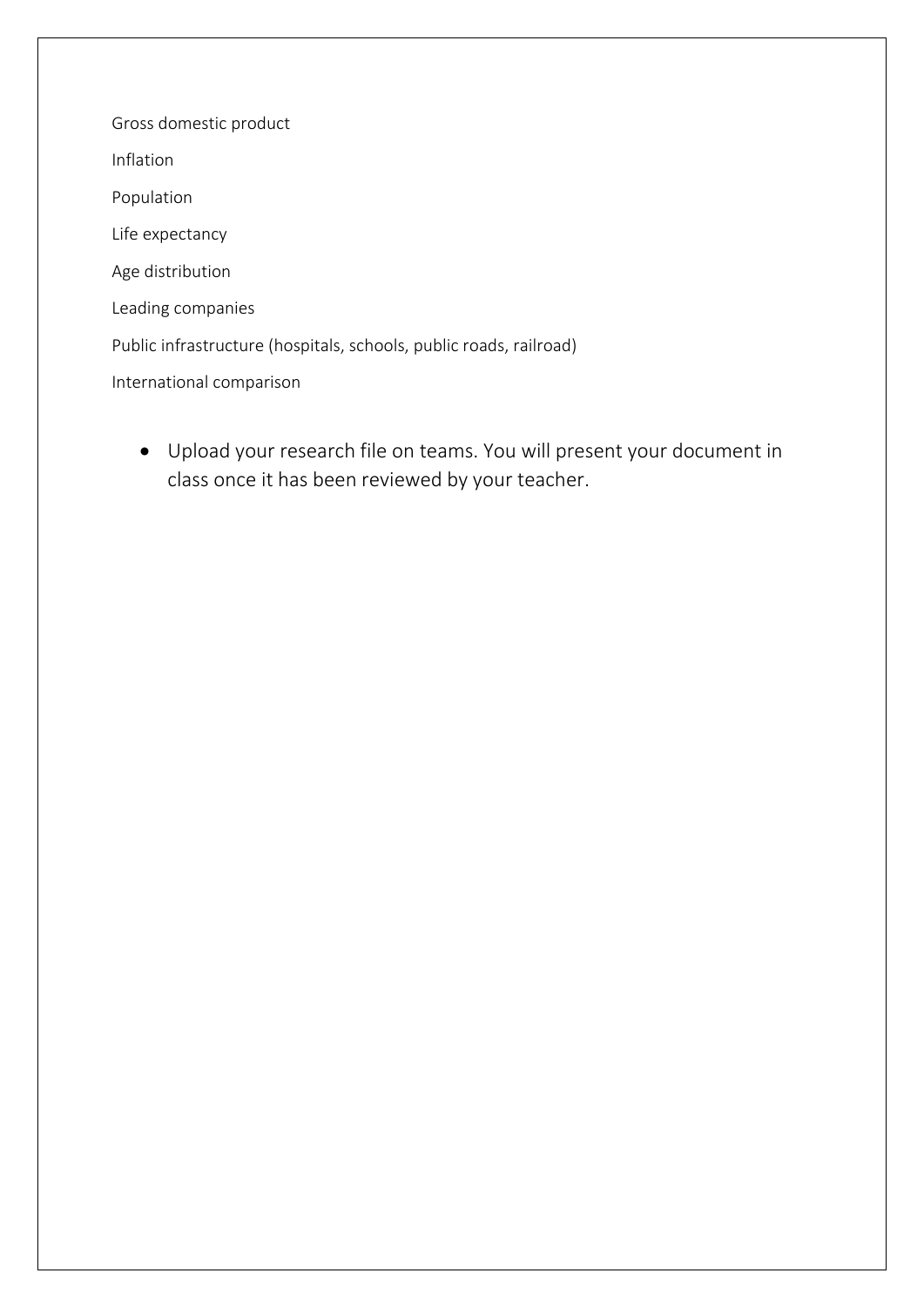Gross domestic product

Inflation

Population

Life expectancy

Age distribution

Leading companies

Public infrastructure (hospitals, schools, public roads, railroad)

International comparison

- Upload your research file on teams. You will present your document in class once it has been reviewed by your teacher.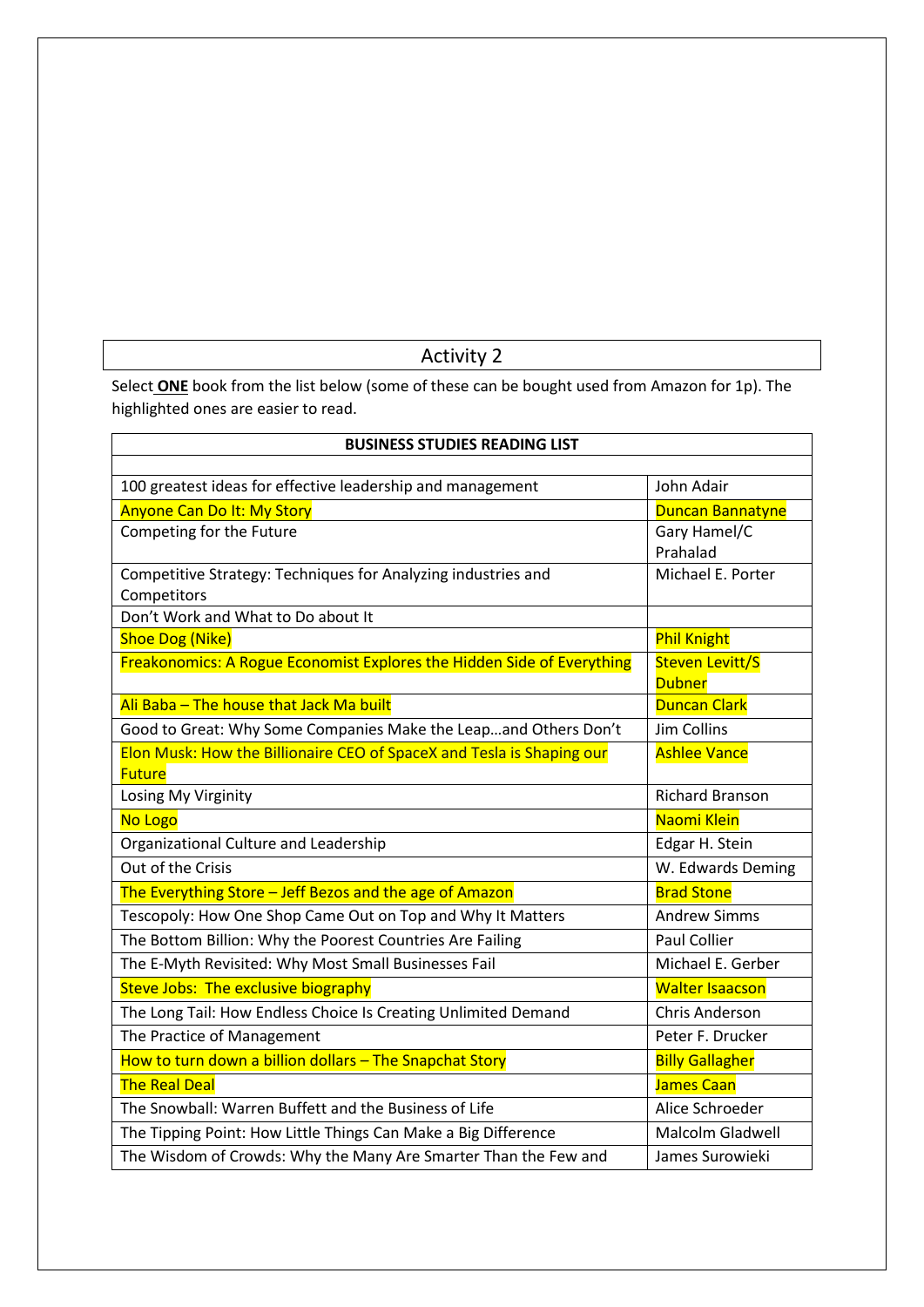## Activity 2

Select **ONE** book from the list below (some of these can be bought used from Amazon for 1p). The highlighted ones are easier to read.

| BUSINESS STUDIES READING LIST | |
|---|---|
| | |
| 100 greatest ideas for effective leadership and management | John Adair |
| Anyone Can Do It: My Story | Duncan Bannatyne |
| Competing for the Future | Gary Hamel/C Prahalad |
| Competitive Strategy: Techniques for Analyzing industries and Competitors | Michael E. Porter |
| Don't Work and What to Do about It | |
| Shoe Dog (Nike) | Phil Knight |
| Freakonomics: A Rogue Economist Explores the Hidden Side of Everything | Steven Levitt/S Dubner |
| Ali Baba – The house that Jack Ma built | Duncan Clark |
| Good to Great: Why Some Companies Make the Leap…and Others Don't | Jim Collins |
| Elon Musk: How the Billionaire CEO of SpaceX and Tesla is Shaping our Future | Ashlee Vance |
| Losing My Virginity | Richard Branson |
| No Logo | Naomi Klein |
| Organizational Culture and Leadership | Edgar H. Stein |
| Out of the Crisis | W. Edwards Deming |
| The Everything Store – Jeff Bezos and the age of Amazon | Brad Stone |
| Tescopoly: How One Shop Came Out on Top and Why It Matters | Andrew Simms |
| The Bottom Billion: Why the Poorest Countries Are Failing | Paul Collier |
| The E-Myth Revisited: Why Most Small Businesses Fail | Michael E. Gerber |
| Steve Jobs: The exclusive biography | Walter Isaacson |
| The Long Tail: How Endless Choice Is Creating Unlimited Demand | Chris Anderson |
| The Practice of Management | Peter F. Drucker |
| How to turn down a billion dollars – The Snapchat Story | Billy Gallagher |
| The Real Deal | James Caan |
| The Snowball: Warren Buffett and the Business of Life | Alice Schroeder |
| The Tipping Point: How Little Things Can Make a Big Difference | Malcolm Gladwell |
| The Wisdom of Crowds: Why the Many Are Smarter Than the Few and | James Surowieki |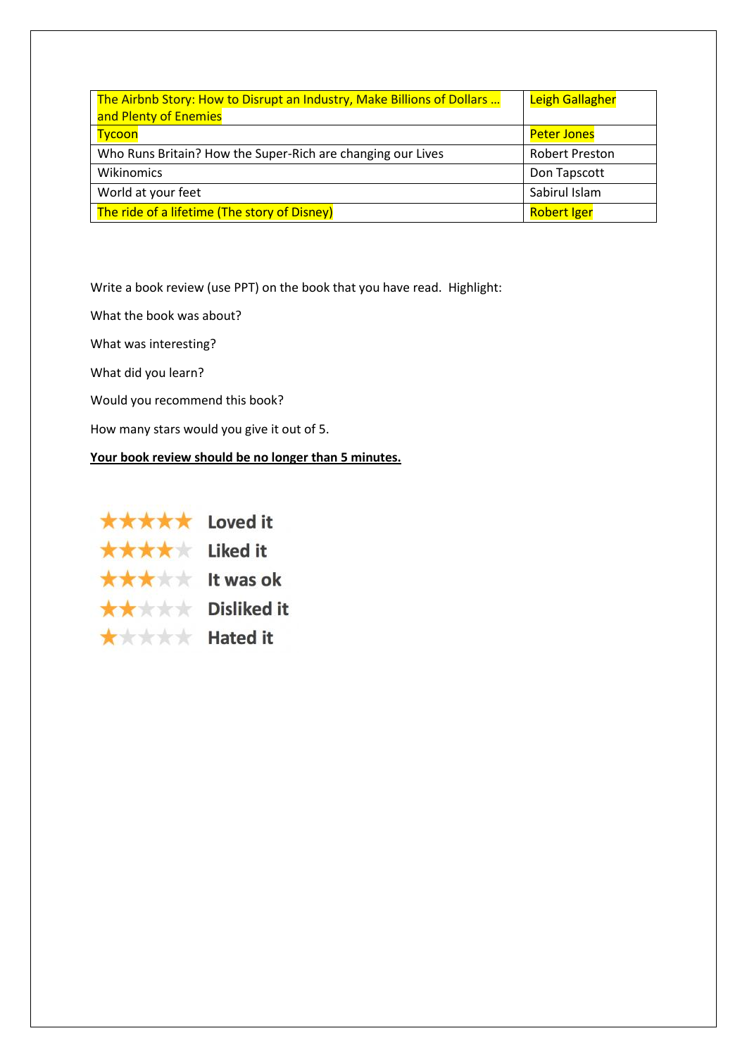| | |
|---|---|
| The Airbnb Story: How to Disrupt an Industry, Make Billions of Dollars … and Plenty of Enemies | Leigh Gallagher |
| Tycoon | Peter Jones |
| Who Runs Britain? How the Super-Rich are changing our Lives | Robert Preston |
| Wikinomics | Don Tapscott |
| World at your feet | Sabirul Islam |
| The ride of a lifetime (The story of Disney) | Robert Iger |

Write a book review (use PPT) on the book that you have read. Highlight:

What the book was about?

What was interesting?

What did you learn?

Would you recommend this book?

How many stars would you give it out of 5.

**Your book review should be no longer than 5 minutes.**

★★★★★ Loved it

★★★★☆ Liked it

★★★☆☆ It was ok

★★☆☆☆ Disliked it

★☆☆☆☆ Hated it